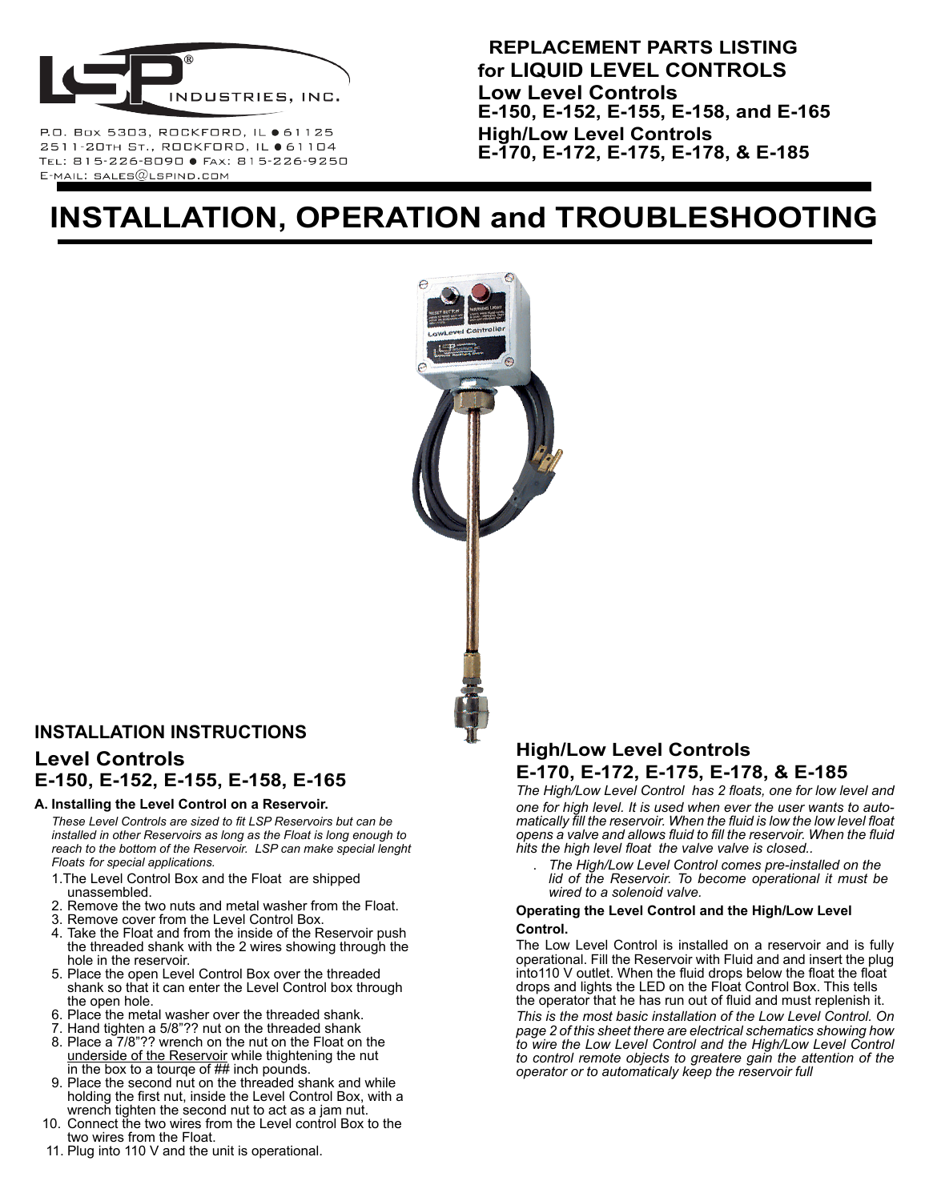LSP® INDUSTRIES, INC.

P.O. Box 5303, Rockford, IL ● 61125
2511-20th St., Rockford, IL ● 61104
Tel: 815-226-8090 ● Fax: 815-226-9250
E-mail: sales@lspind.com

**REPLACEMENT PARTS LISTING for LIQUID LEVEL CONTROLS**
**Low Level Controls**
**E-150, E-152, E-155, E-158, and E-165**
**High/Low Level Controls**
**E-170, E-172, E-175, E-178, & E-185**

# INSTALLATION, OPERATION and TROUBLESHOOTING

## INSTALLATION INSTRUCTIONS

## Level Controls E-150, E-152, E-155, E-158, E-165

**A. Installing the Level Control on a Reservoir.**

*These Level Controls are sized to fit LSP Reservoirs but can be installed in other Reservoirs as long as the Float is long enough to reach to the bottom of the Reservoir. LSP can make special lenght Floats for special applications.*

1. The Level Control Box and the Float are shipped unassembled.
2. Remove the two nuts and metal washer from the Float.
3. Remove cover from the Level Control Box.
4. Take the Float and from the inside of the Reservoir push the threaded shank with the 2 wires showing through the hole in the reservoir.
5. Place the open Level Control Box over the threaded shank so that it can enter the Level Control box through the open hole.
6. Place the metal washer over the threaded shank.
7. Hand tighten a 5/8"?? nut on the threaded shank
8. Place a 7/8"?? wrench on the nut on the Float on the underside of the Reservoir while thightening the nut in the box to a tourqe of ## inch pounds.
9. Place the second nut on the threaded shank and while holding the first nut, inside the Level Control Box, with a wrench tighten the second nut to act as a jam nut.
10. Connect the two wires from the Level control Box to the two wires from the Float.
11. Plug into 110 V and the unit is operational.

## High/Low Level Controls E-170, E-172, E-175, E-178, & E-185

*The High/Low Level Control has 2 floats, one for low level and one for high level. It is used when ever the user wants to automatically fill the reservoir. When the fluid is low the low level float opens a valve and allows fluid to fill the reservoir. When the fluid hits the high level float the valve valve is closed..*

*. The High/Low Level Control comes pre-installed on the lid of the Reservoir. To become operational it must be wired to a solenoid valve.*

**Operating the Level Control and the High/Low Level Control.**

The Low Level Control is installed on a reservoir and is fully operational. Fill the Reservoir with Fluid and and insert the plug into110 V outlet. When the fluid drops below the float the float drops and lights the LED on the Float Control Box. This tells the operator that he has run out of fluid and must replenish it.

*This is the most basic installation of the Low Level Control. On page 2 of this sheet there are electrical schematics showing how to wire the Low Level Control and the High/Low Level Control to control remote objects to greatere gain the attention of the operator or to automaticaly keep the reservoir full*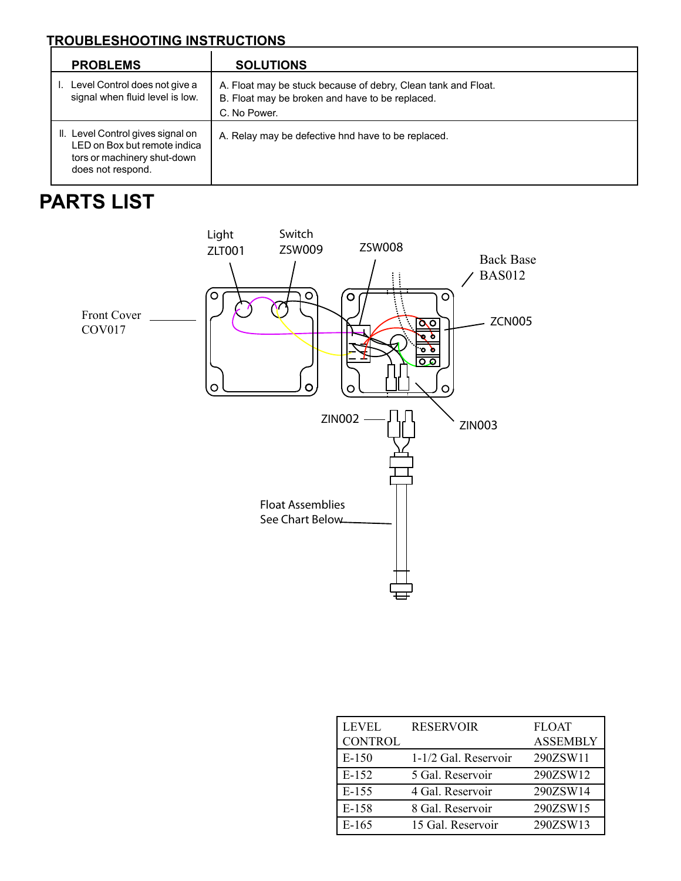## TROUBLESHOOTING INSTRUCTIONS

| PROBLEMS | SOLUTIONS |
|---|---|
| I. Level Control does not give a signal when fluid level is low. | A. Float may be stuck because of debry, Clean tank and Float.<br>B. Float may be broken and have to be replaced.<br>C. No Power. |
| II. Level Control gives signal on LED on Box but remote indicators or machinery shut-down does not respond. | A. Relay may be defective hnd have to be replaced. |

# PARTS LIST

Light
ZLT001

Switch
ZSW009

ZSW008

Back Base
BAS012

Front Cover
COV017

ZCN005

ZIN002

ZIN003

Float Assemblies
See Chart Below

| LEVEL CONTROL | RESERVOIR | FLOAT ASSEMBLY |
|---|---|---|
| E-150 | 1-1/2 Gal. Reservoir | 290ZSW11 |
| E-152 | 5 Gal. Reservoir | 290ZSW12 |
| E-155 | 4 Gal. Reservoir | 290ZSW14 |
| E-158 | 8 Gal. Reservoir | 290ZSW15 |
| E-165 | 15 Gal. Reservoir | 290ZSW13 |